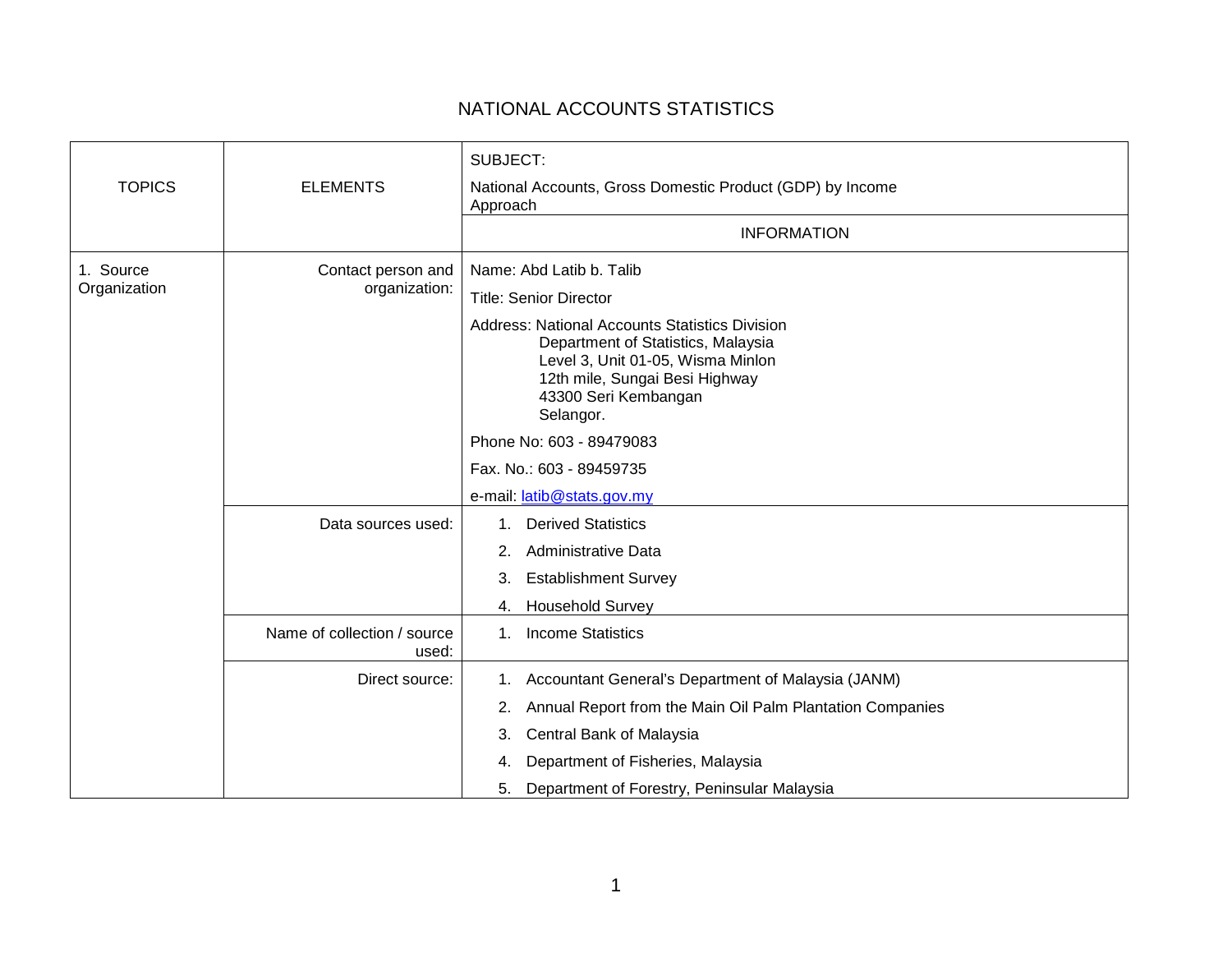# NATIONAL ACCOUNTS STATISTICS

| TOPICS | ELEMENTS | SUBJECT: National Accounts, Gross Domestic Product (GDP) by Income Approach |
|---|---|---|
| | | INFORMATION |
| 1. Source Organization | Contact person and organization: | Name: Abd Latib b. Talib<br>Title: Senior Director<br>Address: National Accounts Statistics Division<br>Department of Statistics, Malaysia<br>Level 3, Unit 01-05, Wisma Minlon<br>12th mile, Sungai Besi Highway<br>43300 Seri Kembangan<br>Selangor.<br>Phone No: 603 - 89479083<br>Fax. No.: 603 - 89459735<br>e-mail: latib@stats.gov.my |
| | Data sources used: | 1. Derived Statistics<br>2. Administrative Data<br>3. Establishment Survey<br>4. Household Survey |
| | Name of collection / source used: | 1. Income Statistics |
| | Direct source: | 1. Accountant General's Department of Malaysia (JANM)<br>2. Annual Report from the Main Oil Palm Plantation Companies<br>3. Central Bank of Malaysia<br>4. Department of Fisheries, Malaysia<br>5. Department of Forestry, Peninsular Malaysia |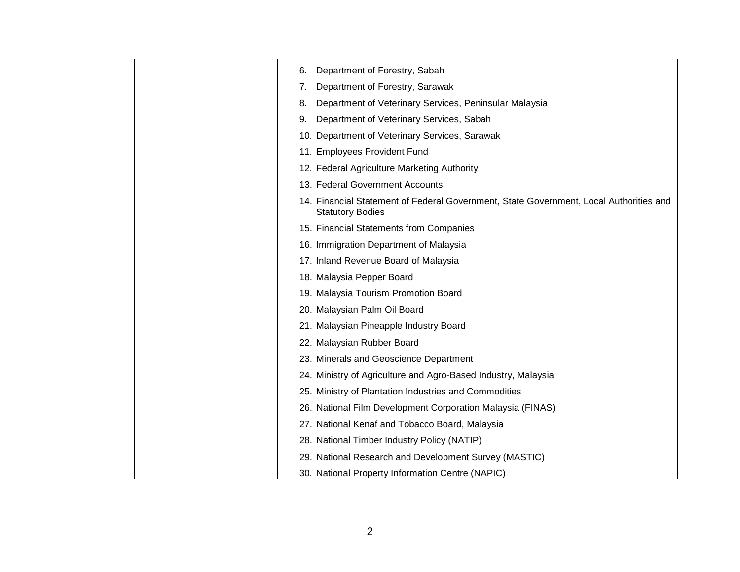| | | |
|---|---|---|
| | | 6. Department of Forestry, Sabah<br>7. Department of Forestry, Sarawak<br>8. Department of Veterinary Services, Peninsular Malaysia<br>9. Department of Veterinary Services, Sabah<br>10. Department of Veterinary Services, Sarawak<br>11. Employees Provident Fund<br>12. Federal Agriculture Marketing Authority<br>13. Federal Government Accounts<br>14. Financial Statement of Federal Government, State Government, Local Authorities and Statutory Bodies<br>15. Financial Statements from Companies<br>16. Immigration Department of Malaysia<br>17. Inland Revenue Board of Malaysia<br>18. Malaysia Pepper Board<br>19. Malaysia Tourism Promotion Board<br>20. Malaysian Palm Oil Board<br>21. Malaysian Pineapple Industry Board<br>22. Malaysian Rubber Board<br>23. Minerals and Geoscience Department<br>24. Ministry of Agriculture and Agro-Based Industry, Malaysia<br>25. Ministry of Plantation Industries and Commodities<br>26. National Film Development Corporation Malaysia (FINAS)<br>27. National Kenaf and Tobacco Board, Malaysia<br>28. National Timber Industry Policy (NATIP)<br>29. National Research and Development Survey (MASTIC)<br>30. National Property Information Centre (NAPIC) |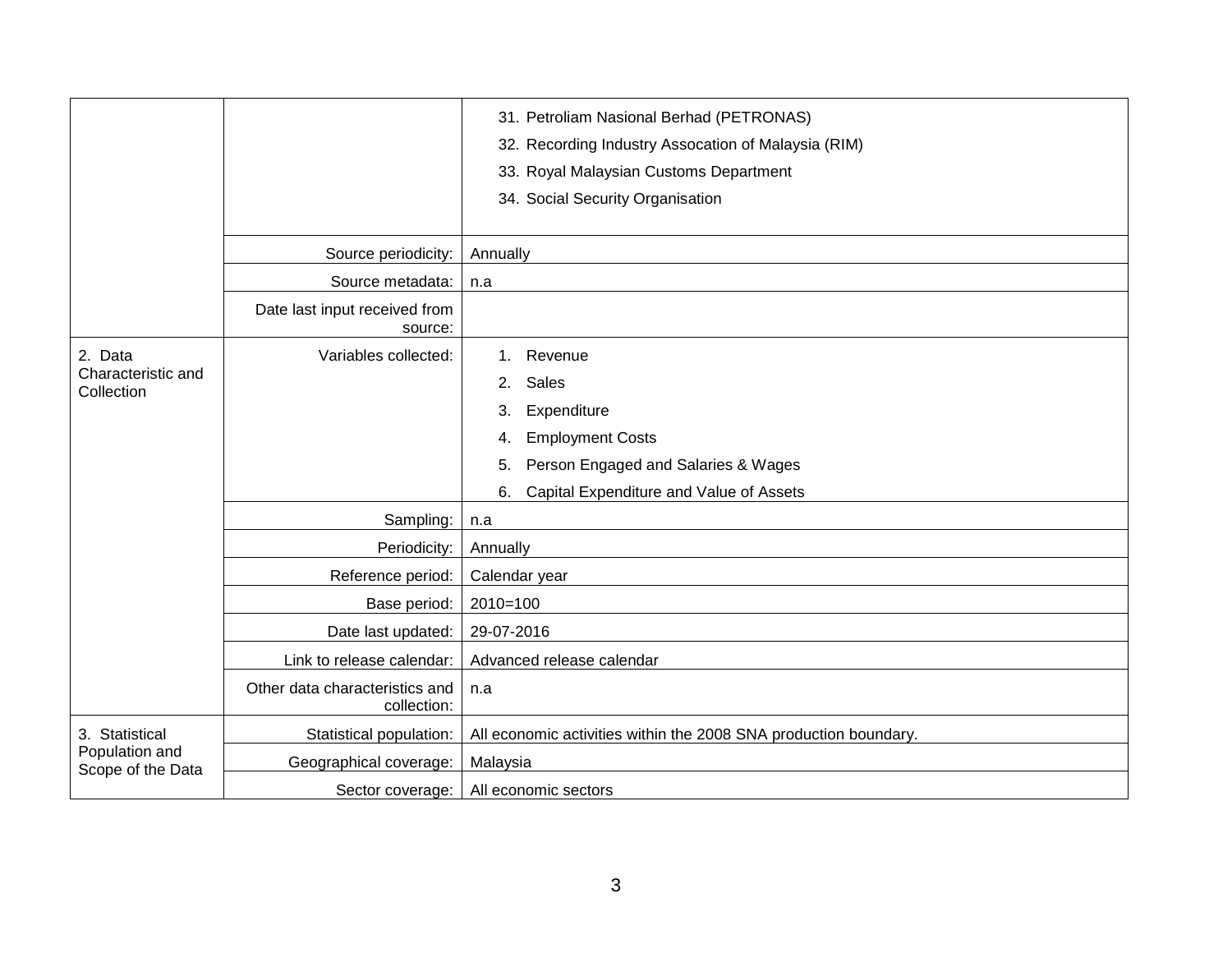| | | |
|---|---|---|
| | | 31. Petroliam Nasional Berhad (PETRONAS)<br>32. Recording Industry Assocation of Malaysia (RIM)<br>33. Royal Malaysian Customs Department<br>34. Social Security Organisation |
| | Source periodicity: | Annually |
| | Source metadata: | n.a |
| | Date last input received from source: | |
| 2. Data Characteristic and Collection | Variables collected: | 1. Revenue<br>2. Sales<br>3. Expenditure<br>4. Employment Costs<br>5. Person Engaged and Salaries & Wages<br>6. Capital Expenditure and Value of Assets |
| | Sampling: | n.a |
| | Periodicity: | Annually |
| | Reference period: | Calendar year |
| | Base period: | 2010=100 |
| | Date last updated: | 29-07-2016 |
| | Link to release calendar: | Advanced release calendar |
| | Other data characteristics and collection: | n.a |
| 3. Statistical Population and Scope of the Data | Statistical population: | All economic activities within the 2008 SNA production boundary. |
| | Geographical coverage: | Malaysia |
| | Sector coverage: | All economic sectors |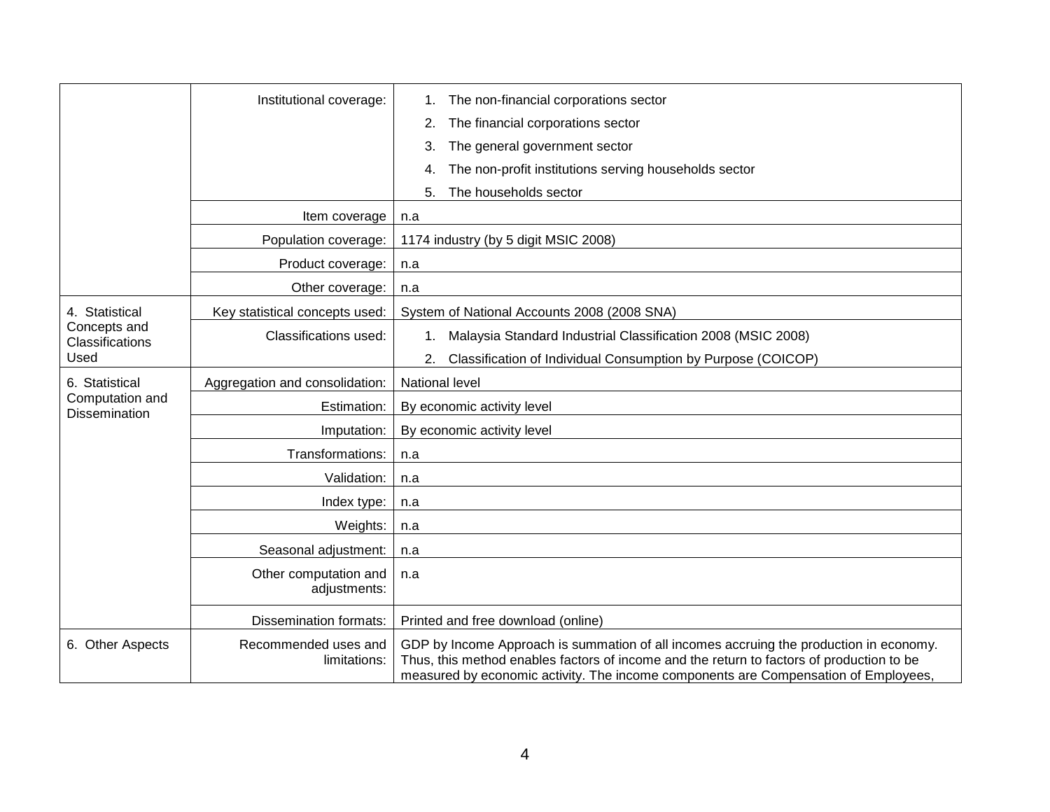| | | |
|---|---|---|
| | Institutional coverage: | 1. The non-financial corporations sector<br>2. The financial corporations sector<br>3. The general government sector<br>4. The non-profit institutions serving households sector<br>5. The households sector |
| | Item coverage | n.a |
| | Population coverage: | 1174 industry (by 5 digit MSIC 2008) |
| | Product coverage: | n.a |
| | Other coverage: | n.a |
| 4. Statistical Concepts and Classifications Used | Key statistical concepts used: | System of National Accounts 2008 (2008 SNA) |
| | Classifications used: | 1. Malaysia Standard Industrial Classification 2008 (MSIC 2008)<br>2. Classification of Individual Consumption by Purpose (COICOP) |
| 6. Statistical Computation and Dissemination | Aggregation and consolidation: | National level |
| | Estimation: | By economic activity level |
| | Imputation: | By economic activity level |
| | Transformations: | n.a |
| | Validation: | n.a |
| | Index type: | n.a |
| | Weights: | n.a |
| | Seasonal adjustment: | n.a |
| | Other computation and adjustments: | n.a |
| | Dissemination formats: | Printed and free download (online) |
| 6. Other Aspects | Recommended uses and limitations: | GDP by Income Approach is summation of all incomes accruing the production in economy. Thus, this method enables factors of income and the return to factors of production to be measured by economic activity. The income components are Compensation of Employees, |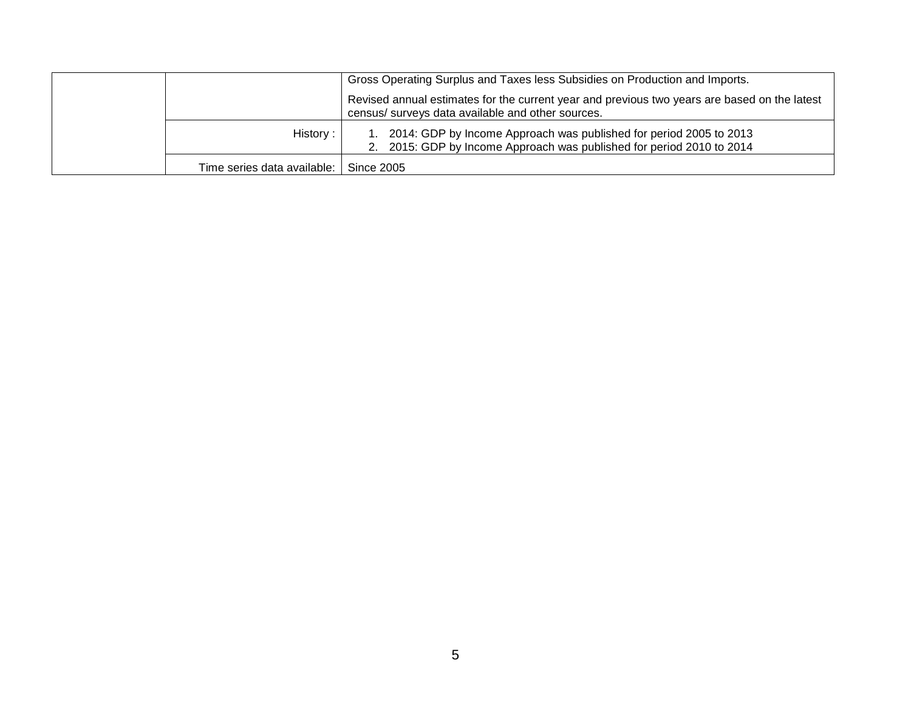| | | |
|---|---|---|
| | | Gross Operating Surplus and Taxes less Subsidies on Production and Imports.<br><br>Revised annual estimates for the current year and previous two years are based on the latest census/ surveys data available and other sources. |
| | History : | 1. 2014: GDP by Income Approach was published for period 2005 to 2013<br>2. 2015: GDP by Income Approach was published for period 2010 to 2014 |
| | Time series data available: | Since 2005 |